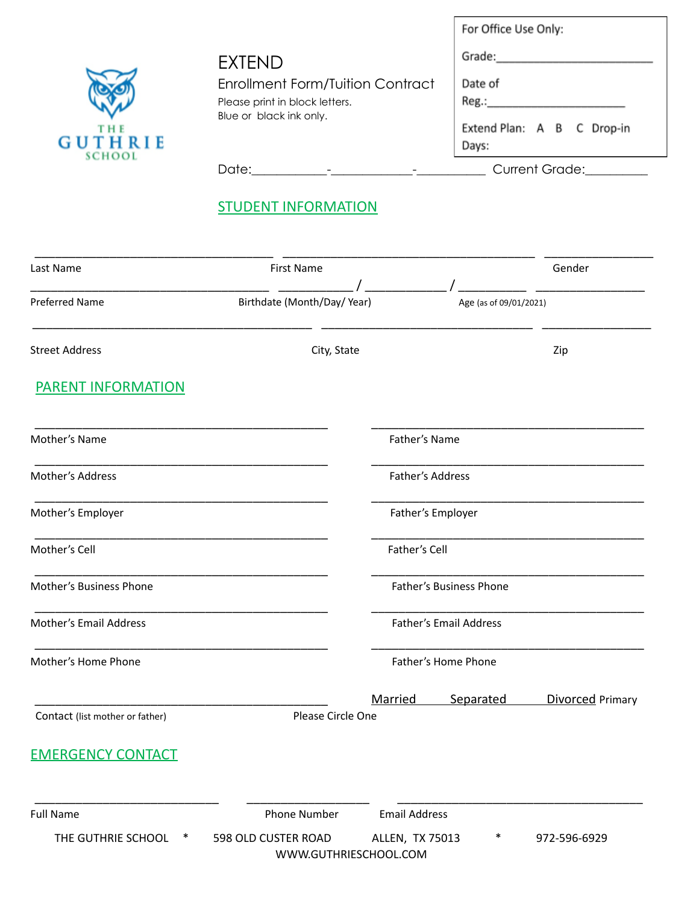THE GUTHRIE SCHOOL

# EXTEND

## Enrollment Form/Tuition Contract

Please print in block letters.
Blue or black ink only.

For Office Use Only:

Grade:________________________

Date of Reg.:____________________

Extend Plan: A B C Drop-in

Days:

Date:__________-____________-__________ Current Grade:_________

## STUDENT INFORMATION

____________________________________ ______________________________________ ________________

Last Name First Name Gender

____________________________________ ___________ / ____________ / __________ ________________

Preferred Name Birthdate (Month/Day/ Year) Age (as of 09/01/2021)

__________________________________________ ________________________________ ________________

Street Address City, State Zip

## PARENT INFORMATION

____________________________________________ _________________________________________

Mother's Name Father's Name

____________________________________________ _________________________________________

Mother's Address Father's Address

____________________________________________ _________________________________________

Mother's Employer Father's Employer

____________________________________________ _________________________________________

Mother's Cell Father's Cell

____________________________________________ _________________________________________

Mother's Business Phone Father's Business Phone

____________________________________________ _________________________________________

Mother's Email Address Father's Email Address

____________________________________________ _________________________________________

Mother's Home Phone Father's Home Phone

____________________________________________ Married Separated Divorced

Primary Contact (list mother or father) Please Circle One

## EMERGENCY CONTACT

____________________________ __________________ _____________________________________

Full Name Phone Number Email Address

THE GUTHRIE SCHOOL * 598 OLD CUSTER ROAD ALLEN, TX 75013 * 972-596-6929
WWW.GUTHRIESCHOOL.COM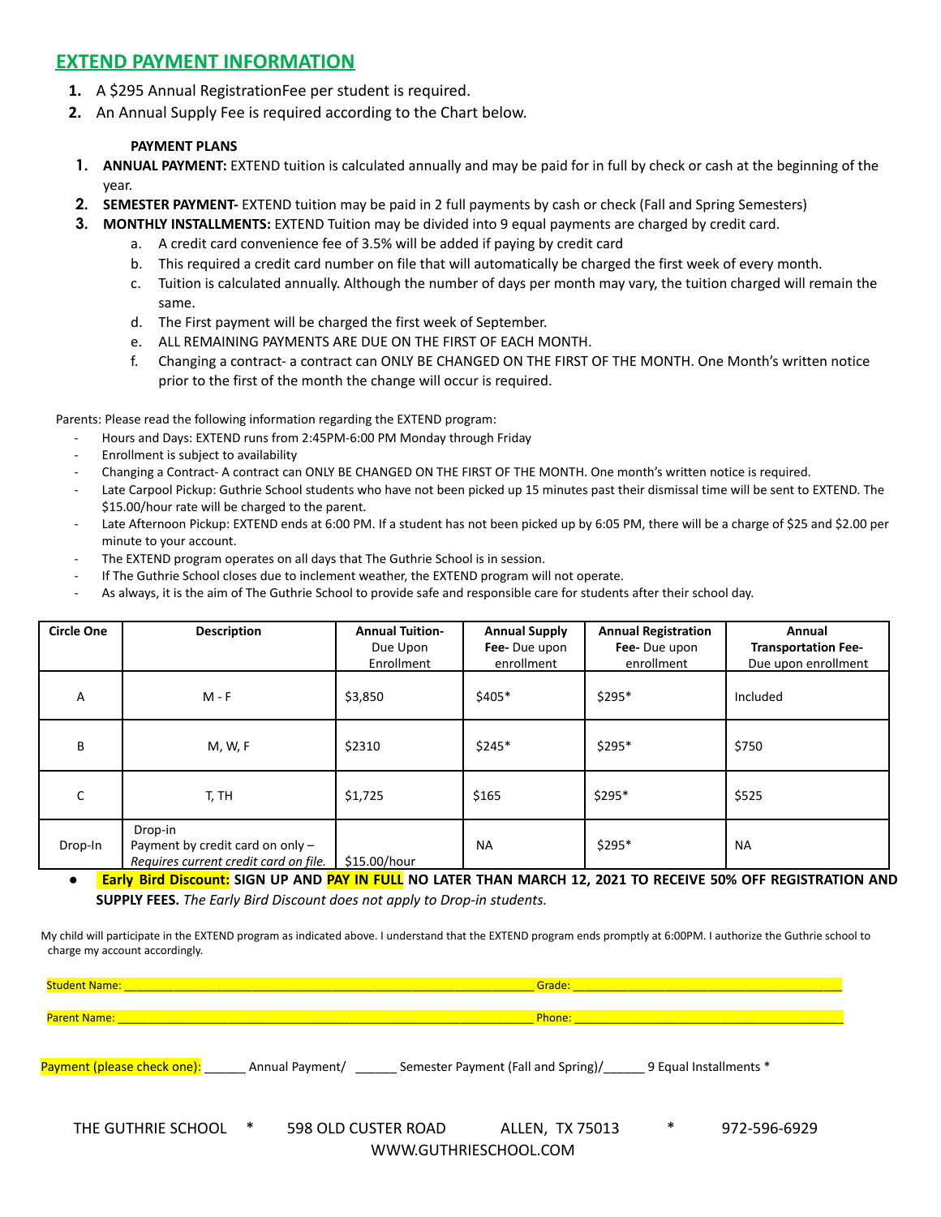## EXTEND PAYMENT INFORMATION

1. A $295 Annual RegistrationFee per student is required.
2. An Annual Supply Fee is required according to the Chart below.

**PAYMENT PLANS**

1. **ANNUAL PAYMENT:** EXTEND tuition is calculated annually and may be paid for in full by check or cash at the beginning of the year.
2. **SEMESTER PAYMENT-** EXTEND tuition may be paid in 2 full payments by cash or check (Fall and Spring Semesters)
3. **MONTHLY INSTALLMENTS:** EXTEND Tuition may be divided into 9 equal payments are charged by credit card.
   a. A credit card convenience fee of 3.5% will be added if paying by credit card
   b. This required a credit card number on file that will automatically be charged the first week of every month.
   c. Tuition is calculated annually. Although the number of days per month may vary, the tuition charged will remain the same.
   d. The First payment will be charged the first week of September.
   e. ALL REMAINING PAYMENTS ARE DUE ON THE FIRST OF EACH MONTH.
   f. Changing a contract- a contract can ONLY BE CHANGED ON THE FIRST OF THE MONTH. One Month's written notice prior to the first of the month the change will occur is required.

Parents: Please read the following information regarding the EXTEND program:

- Hours and Days: EXTEND runs from 2:45PM-6:00 PM Monday through Friday
- Enrollment is subject to availability
- Changing a Contract- A contract can ONLY BE CHANGED ON THE FIRST OF THE MONTH. One month's written notice is required.
- Late Carpool Pickup: Guthrie School students who have not been picked up 15 minutes past their dismissal time will be sent to EXTEND. The $15.00/hour rate will be charged to the parent.
- Late Afternoon Pickup: EXTEND ends at 6:00 PM. If a student has not been picked up by 6:05 PM, there will be a charge of $25 and $2.00 per minute to your account.
- The EXTEND program operates on all days that The Guthrie School is in session.
- If The Guthrie School closes due to inclement weather, the EXTEND program will not operate.
- As always, it is the aim of The Guthrie School to provide safe and responsible care for students after their school day.

| Circle One | Description | **Annual Tuition-** Due Upon Enrollment | **Annual Supply Fee-** Due upon enrollment | **Annual Registration Fee-** Due upon enrollment | **Annual Transportation Fee-** Due upon enrollment |
|---|---|---|---|---|---|
| A | M - F | $3,850 | $405* | $295* | Included |
| B | M, W, F | $2310 | $245* | $295* | $750 |
| C | T, TH | $1,725 | $165 | $295* | $525 |
| Drop-In | Drop-in<br>Payment by credit card on only –<br>*Requires current credit card on file.* | $15.00/hour | NA | $295* | NA |

- **Early Bird Discount: SIGN UP AND PAY IN FULL NO LATER THAN MARCH 12, 2021 TO RECEIVE 50% OFF REGISTRATION AND SUPPLY FEES.** *The Early Bird Discount does not apply to Drop-in students.*

My child will participate in the EXTEND program as indicated above. I understand that the EXTEND program ends promptly at 6:00PM. I authorize the Guthrie school to charge my account accordingly.

Student Name: ______________________________________________ Grade: ______________________________

Parent Name: ______________________________________________ Phone: ______________________________

Payment (please check one): ______ Annual Payment/ ______ Semester Payment (Fall and Spring)/______ 9 Equal Installments *

THE GUTHRIE SCHOOL * 598 OLD CUSTER ROAD ALLEN, TX 75013 * 972-596-6929
WWW.GUTHRIESCHOOL.COM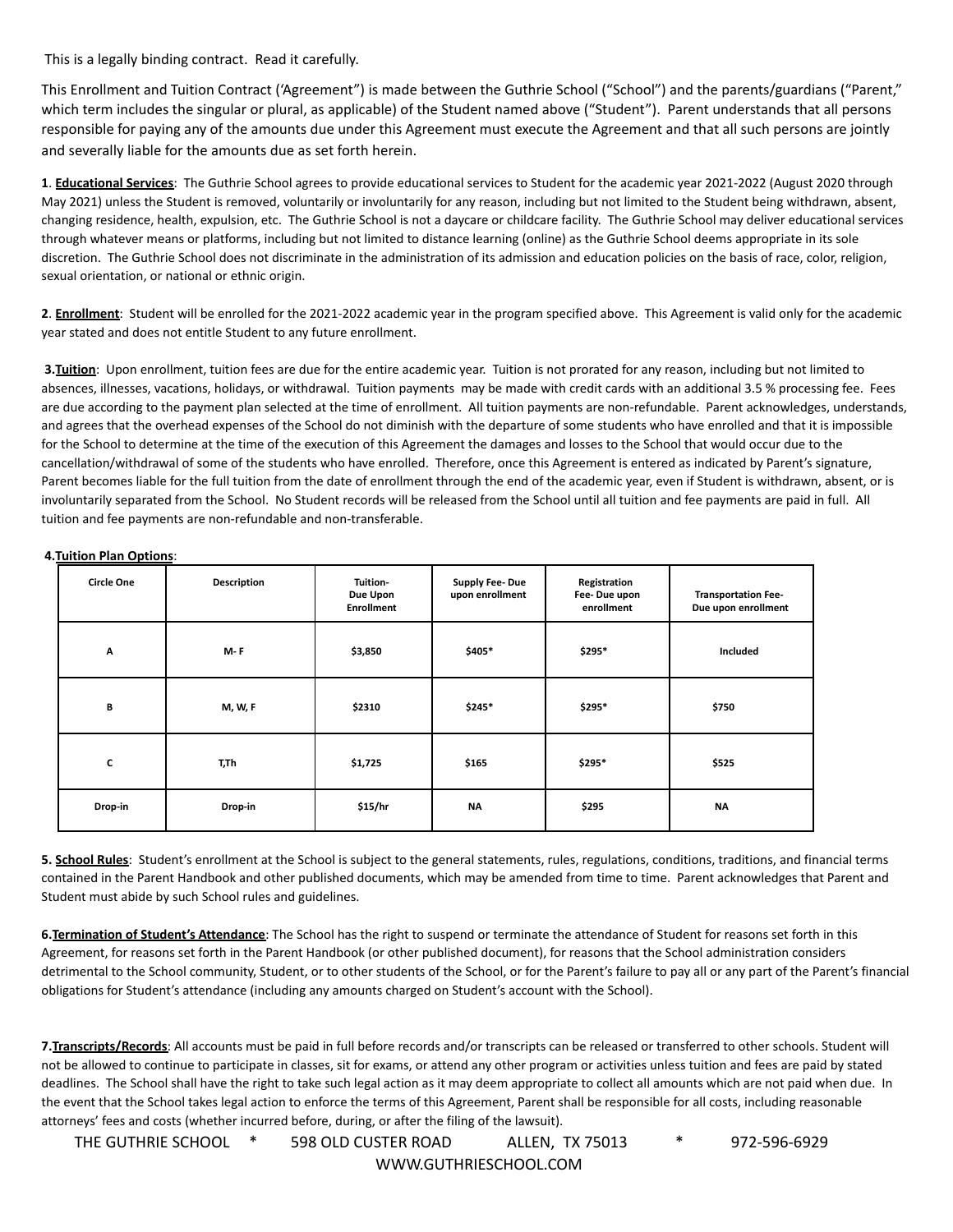This is a legally binding contract. Read it carefully.

This Enrollment and Tuition Contract ('Agreement") is made between the Guthrie School ("School") and the parents/guardians ("Parent," which term includes the singular or plural, as applicable) of the Student named above ("Student"). Parent understands that all persons responsible for paying any of the amounts due under this Agreement must execute the Agreement and that all such persons are jointly and severally liable for the amounts due as set forth herein.

**1**. **Educational Services**: The Guthrie School agrees to provide educational services to Student for the academic year 2021-2022 (August 2020 through May 2021) unless the Student is removed, voluntarily or involuntarily for any reason, including but not limited to the Student being withdrawn, absent, changing residence, health, expulsion, etc. The Guthrie School is not a daycare or childcare facility. The Guthrie School may deliver educational services through whatever means or platforms, including but not limited to distance learning (online) as the Guthrie School deems appropriate in its sole discretion. The Guthrie School does not discriminate in the administration of its admission and education policies on the basis of race, color, religion, sexual orientation, or national or ethnic origin.

**2**. **Enrollment**: Student will be enrolled for the 2021-2022 academic year in the program specified above. This Agreement is valid only for the academic year stated and does not entitle Student to any future enrollment.

**3.Tuition**: Upon enrollment, tuition fees are due for the entire academic year. Tuition is not prorated for any reason, including but not limited to absences, illnesses, vacations, holidays, or withdrawal. Tuition payments may be made with credit cards with an additional 3.5 % processing fee. Fees are due according to the payment plan selected at the time of enrollment. All tuition payments are non-refundable. Parent acknowledges, understands, and agrees that the overhead expenses of the School do not diminish with the departure of some students who have enrolled and that it is impossible for the School to determine at the time of the execution of this Agreement the damages and losses to the School that would occur due to the cancellation/withdrawal of some of the students who have enrolled. Therefore, once this Agreement is entered as indicated by Parent's signature, Parent becomes liable for the full tuition from the date of enrollment through the end of the academic year, even if Student is withdrawn, absent, or is involuntarily separated from the School. No Student records will be released from the School until all tuition and fee payments are paid in full. All tuition and fee payments are non-refundable and non-transferable.

**4.Tuition Plan Options**:

| Circle One | Description | Tuition- Due Upon Enrollment | Supply Fee- Due upon enrollment | Registration Fee- Due upon enrollment | Transportation Fee- Due upon enrollment |
|---|---|---|---|---|---|
| A | M- F | $3,850 | $405* | $295* | Included |
| B | M, W, F | $2310 | $245* | $295* | $750 |
| C | T,Th | $1,725 | $165 | $295* | $525 |
| Drop-in | Drop-in | $15/hr | NA | $295 | NA |

**5. School Rules**: Student's enrollment at the School is subject to the general statements, rules, regulations, conditions, traditions, and financial terms contained in the Parent Handbook and other published documents, which may be amended from time to time. Parent acknowledges that Parent and Student must abide by such School rules and guidelines.

**6.Termination of Student's Attendance**: The School has the right to suspend or terminate the attendance of Student for reasons set forth in this Agreement, for reasons set forth in the Parent Handbook (or other published document), for reasons that the School administration considers detrimental to the School community, Student, or to other students of the School, or for the Parent's failure to pay all or any part of the Parent's financial obligations for Student's attendance (including any amounts charged on Student's account with the School).

**7.Transcripts/Records**: All accounts must be paid in full before records and/or transcripts can be released or transferred to other schools. Student will not be allowed to continue to participate in classes, sit for exams, or attend any other program or activities unless tuition and fees are paid by stated deadlines. The School shall have the right to take such legal action as it may deem appropriate to collect all amounts which are not paid when due. In the event that the School takes legal action to enforce the terms of this Agreement, Parent shall be responsible for all costs, including reasonable attorneys' fees and costs (whether incurred before, during, or after the filing of the lawsuit).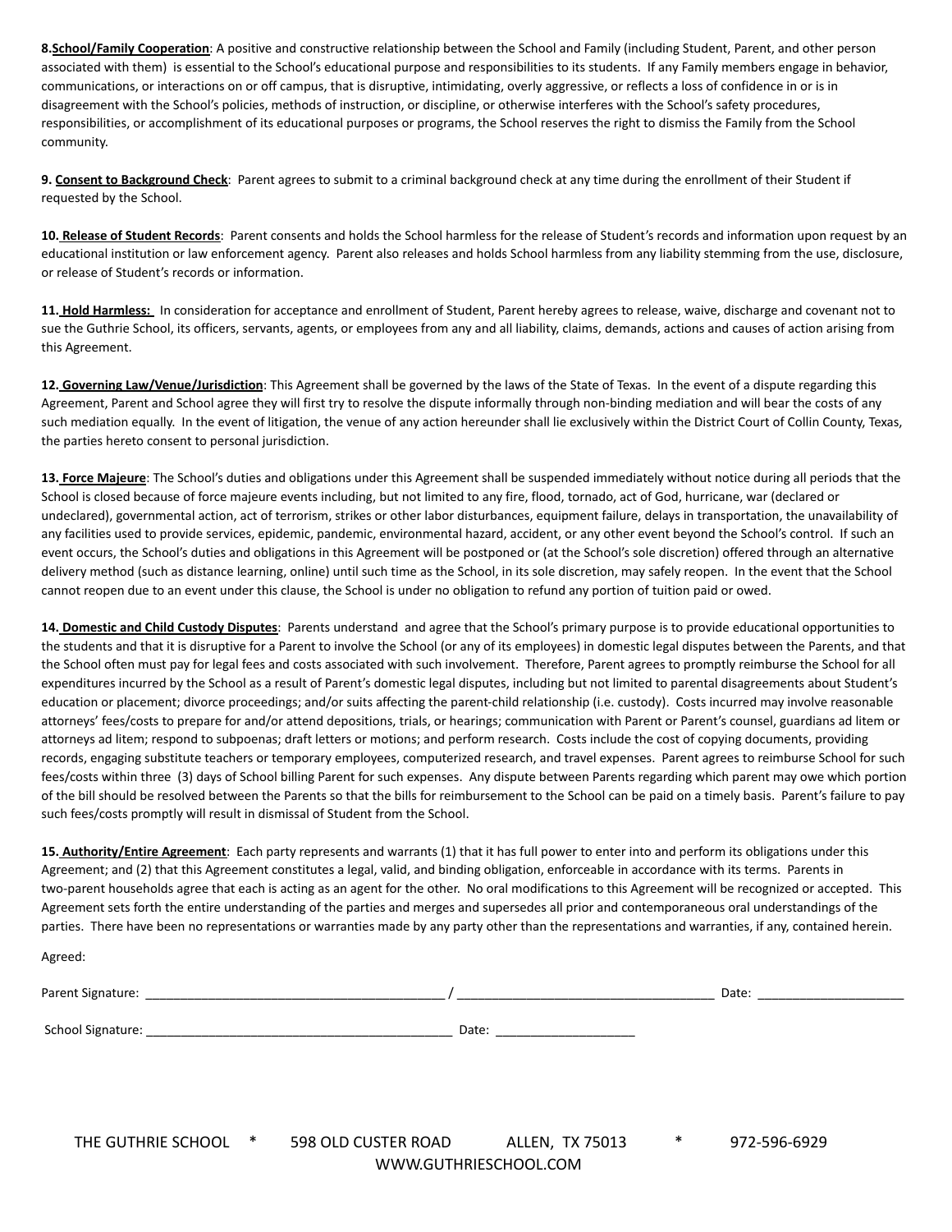**8. School/Family Cooperation**: A positive and constructive relationship between the School and Family (including Student, Parent, and other person associated with them) is essential to the School's educational purpose and responsibilities to its students. If any Family members engage in behavior, communications, or interactions on or off campus, that is disruptive, intimidating, overly aggressive, or reflects a loss of confidence in or is in disagreement with the School's policies, methods of instruction, or discipline, or otherwise interferes with the School's safety procedures, responsibilities, or accomplishment of its educational purposes or programs, the School reserves the right to dismiss the Family from the School community.

**9. Consent to Background Check**: Parent agrees to submit to a criminal background check at any time during the enrollment of their Student if requested by the School.

**10. Release of Student Records**: Parent consents and holds the School harmless for the release of Student's records and information upon request by an educational institution or law enforcement agency. Parent also releases and holds School harmless from any liability stemming from the use, disclosure, or release of Student's records or information.

**11. Hold Harmless:** In consideration for acceptance and enrollment of Student, Parent hereby agrees to release, waive, discharge and covenant not to sue the Guthrie School, its officers, servants, agents, or employees from any and all liability, claims, demands, actions and causes of action arising from this Agreement.

**12. Governing Law/Venue/Jurisdiction**: This Agreement shall be governed by the laws of the State of Texas. In the event of a dispute regarding this Agreement, Parent and School agree they will first try to resolve the dispute informally through non-binding mediation and will bear the costs of any such mediation equally. In the event of litigation, the venue of any action hereunder shall lie exclusively within the District Court of Collin County, Texas, the parties hereto consent to personal jurisdiction.

**13. Force Majeure**: The School's duties and obligations under this Agreement shall be suspended immediately without notice during all periods that the School is closed because of force majeure events including, but not limited to any fire, flood, tornado, act of God, hurricane, war (declared or undeclared), governmental action, act of terrorism, strikes or other labor disturbances, equipment failure, delays in transportation, the unavailability of any facilities used to provide services, epidemic, pandemic, environmental hazard, accident, or any other event beyond the School's control. If such an event occurs, the School's duties and obligations in this Agreement will be postponed or (at the School's sole discretion) offered through an alternative delivery method (such as distance learning, online) until such time as the School, in its sole discretion, may safely reopen. In the event that the School cannot reopen due to an event under this clause, the School is under no obligation to refund any portion of tuition paid or owed.

**14. Domestic and Child Custody Disputes**: Parents understand and agree that the School's primary purpose is to provide educational opportunities to the students and that it is disruptive for a Parent to involve the School (or any of its employees) in domestic legal disputes between the Parents, and that the School often must pay for legal fees and costs associated with such involvement. Therefore, Parent agrees to promptly reimburse the School for all expenditures incurred by the School as a result of Parent's domestic legal disputes, including but not limited to parental disagreements about Student's education or placement; divorce proceedings; and/or suits affecting the parent-child relationship (i.e. custody). Costs incurred may involve reasonable attorneys' fees/costs to prepare for and/or attend depositions, trials, or hearings; communication with Parent or Parent's counsel, guardians ad litem or attorneys ad litem; respond to subpoenas; draft letters or motions; and perform research. Costs include the cost of copying documents, providing records, engaging substitute teachers or temporary employees, computerized research, and travel expenses. Parent agrees to reimburse School for such fees/costs within three (3) days of School billing Parent for such expenses. Any dispute between Parents regarding which parent may owe which portion of the bill should be resolved between the Parents so that the bills for reimbursement to the School can be paid on a timely basis. Parent's failure to pay such fees/costs promptly will result in dismissal of Student from the School.

**15. Authority/Entire Agreement**: Each party represents and warrants (1) that it has full power to enter into and perform its obligations under this Agreement; and (2) that this Agreement constitutes a legal, valid, and binding obligation, enforceable in accordance with its terms. Parents in two-parent households agree that each is acting as an agent for the other. No oral modifications to this Agreement will be recognized or accepted. This Agreement sets forth the entire understanding of the parties and merges and supersedes all prior and contemporaneous oral understandings of the parties. There have been no representations or warranties made by any party other than the representations and warranties, if any, contained herein.

Agreed:

Parent Signature: ___________________________________________ / ____________________________________ Date: ____________________

School Signature: _____________________________________________ Date: ____________________

THE GUTHRIE SCHOOL * 598 OLD CUSTER ROAD ALLEN, TX 75013 * 972-596-6929
WWW.GUTHRIESCHOOL.COM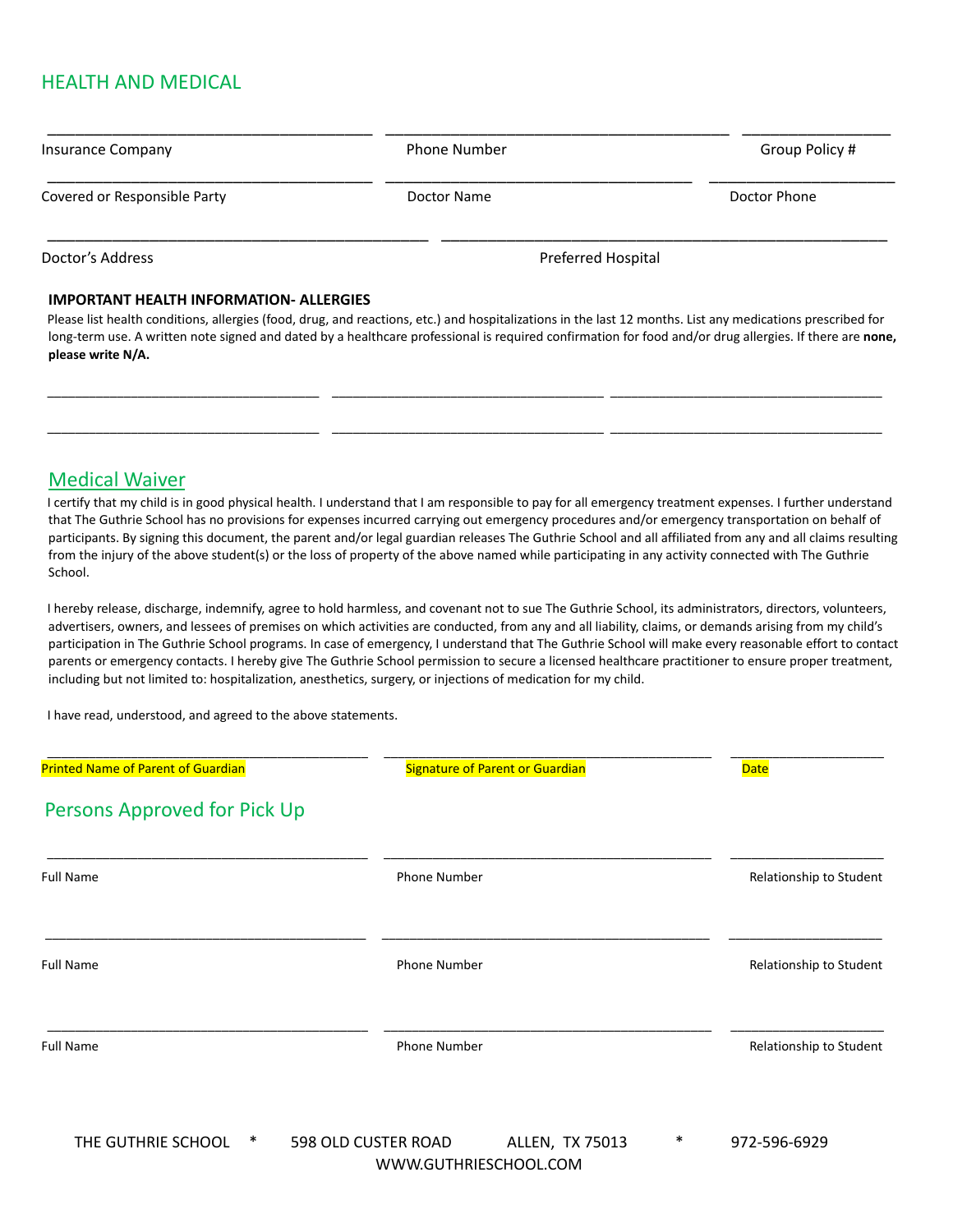## HEALTH AND MEDICAL

| Insurance Company | Phone Number | Group Policy # |
|---|---|---|
| Covered or Responsible Party | Doctor Name | Doctor Phone |

| Doctor's Address | Preferred Hospital |
|---|---|

### IMPORTANT HEALTH INFORMATION- ALLERGIES

Please list health conditions, allergies (food, drug, and reactions, etc.) and hospitalizations in the last 12 months. List any medications prescribed for long-term use. A written note signed and dated by a healthcare professional is required confirmation for food and/or drug allergies. If there are **none, please write N/A.**

______________________ ______________________ ______________________

______________________ ______________________ ______________________

## Medical Waiver

I certify that my child is in good physical health. I understand that I am responsible to pay for all emergency treatment expenses. I further understand that The Guthrie School has no provisions for expenses incurred carrying out emergency procedures and/or emergency transportation on behalf of participants. By signing this document, the parent and/or legal guardian releases The Guthrie School and all affiliated from any and all claims resulting from the injury of the above student(s) or the loss of property of the above named while participating in any activity connected with The Guthrie School.

I hereby release, discharge, indemnify, agree to hold harmless, and covenant not to sue The Guthrie School, its administrators, directors, volunteers, advertisers, owners, and lessees of premises on which activities are conducted, from any and all liability, claims, or demands arising from my child's participation in The Guthrie School programs. In case of emergency, I understand that The Guthrie School will make every reasonable effort to contact parents or emergency contacts. I hereby give The Guthrie School permission to secure a licensed healthcare practitioner to ensure proper treatment, including but not limited to: hospitalization, anesthetics, surgery, or injections of medication for my child.

I have read, understood, and agreed to the above statements.

| Printed Name of Parent of Guardian | Signature of Parent or Guardian | Date |
|---|---|---|

## Persons Approved for Pick Up

| Full Name | Phone Number | Relationship to Student |
|---|---|---|
| Full Name | Phone Number | Relationship to Student |
| Full Name | Phone Number | Relationship to Student |

THE GUTHRIE SCHOOL * 598 OLD CUSTER ROAD ALLEN, TX 75013 * 972-596-6929
WWW.GUTHRIESCHOOL.COM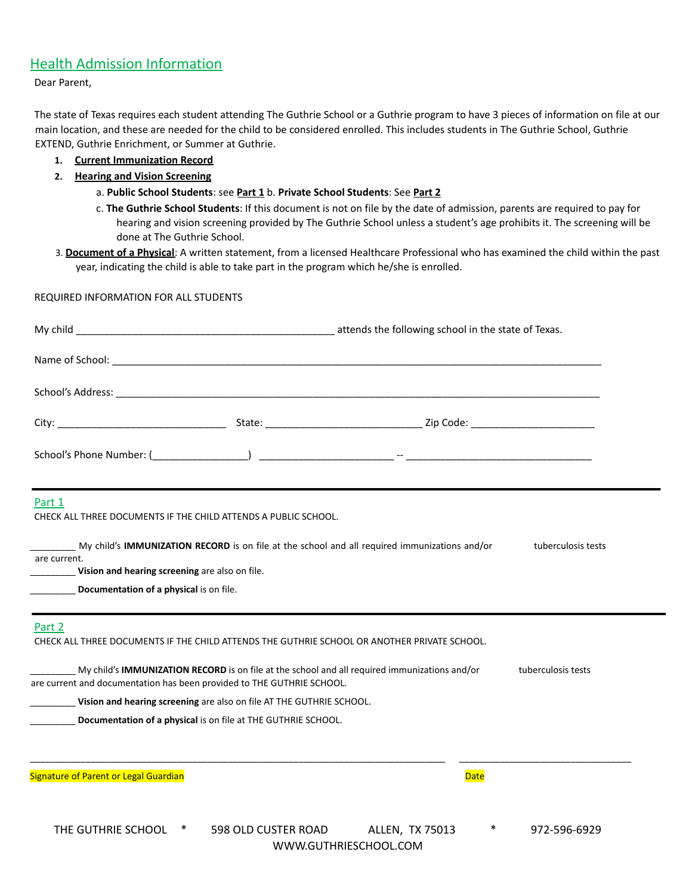## Health Admission Information

Dear Parent,

The state of Texas requires each student attending The Guthrie School or a Guthrie program to have 3 pieces of information on file at our main location, and these are needed for the child to be considered enrolled. This includes students in The Guthrie School, Guthrie EXTEND, Guthrie Enrichment, or Summer at Guthrie.

1. **Current Immunization Record**
2. **Hearing and Vision Screening**
   a. **Public School Students**: see **Part 1** b. **Private School Students**: See **Part 2**
   c. **The Guthrie School Students**: If this document is not on file by the date of admission, parents are required to pay for hearing and vision screening provided by The Guthrie School unless a student's age prohibits it. The screening will be done at The Guthrie School.
3. **Document of a Physical**: A written statement, from a licensed Healthcare Professional who has examined the child within the past year, indicating the child is able to take part in the program which he/she is enrolled.

REQUIRED INFORMATION FOR ALL STUDENTS

My child _______________________________________________ attends the following school in the state of Texas.

Name of School: ___________________________________________________________________________________

School's Address: __________________________________________________________________________________

City: ______________________________ State: ____________________________ Zip Code: ______________________

School's Phone Number: (_________________) ________________________ -- _________________________________

---

## Part 1

CHECK ALL THREE DOCUMENTS IF THE CHILD ATTENDS A PUBLIC SCHOOL.

_________ My child's **IMMUNIZATION RECORD** is on file at the school and all required immunizations and/or tuberculosis tests are current.

_________ **Vision and hearing screening** are also on file.

_________ **Documentation of a physical** is on file.

---

## Part 2

CHECK ALL THREE DOCUMENTS IF THE CHILD ATTENDS THE GUTHRIE SCHOOL OR ANOTHER PRIVATE SCHOOL.

_________ My child's **IMMUNIZATION RECORD** is on file at the school and all required immunizations and/or tuberculosis tests are current and documentation has been provided to THE GUTHRIE SCHOOL.

_________ **Vision and hearing screening** are also on file AT THE GUTHRIE SCHOOL.

_________ **Documentation of a physical** is on file at THE GUTHRIE SCHOOL.

_________________________________________________________________________________ _________________________________

Signature of Parent or Legal Guardian Date

THE GUTHRIE SCHOOL * 598 OLD CUSTER ROAD ALLEN, TX 75013 * 972-596-6929
WWW.GUTHRIESCHOOL.COM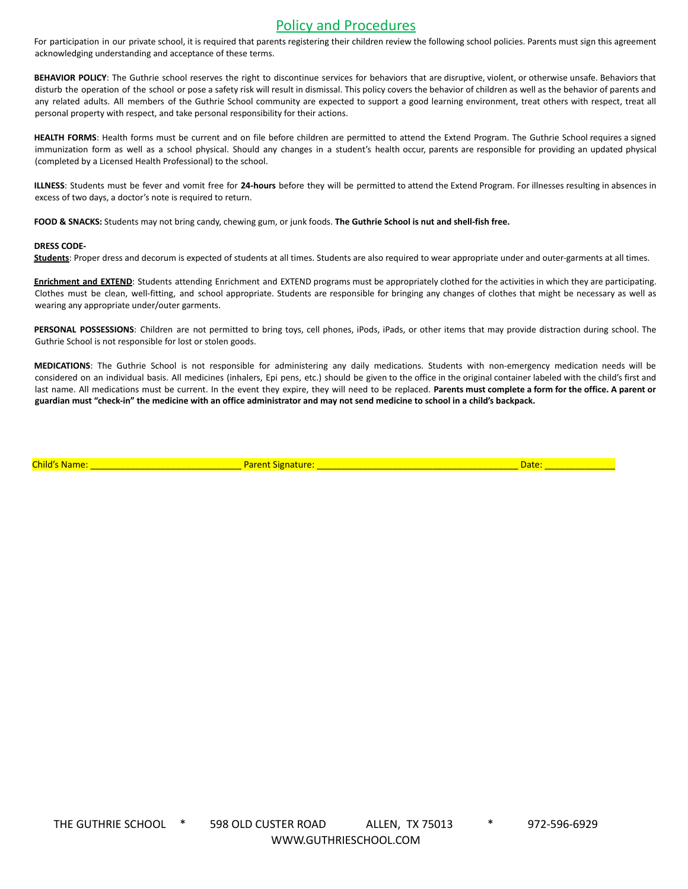# Policy and Procedures

For participation in our private school, it is required that parents registering their children review the following school policies. Parents must sign this agreement acknowledging understanding and acceptance of these terms.

**BEHAVIOR POLICY**: The Guthrie school reserves the right to discontinue services for behaviors that are disruptive, violent, or otherwise unsafe. Behaviors that disturb the operation of the school or pose a safety risk will result in dismissal. This policy covers the behavior of children as well as the behavior of parents and any related adults. All members of the Guthrie School community are expected to support a good learning environment, treat others with respect, treat all personal property with respect, and take personal responsibility for their actions.

**HEALTH FORMS**: Health forms must be current and on file before children are permitted to attend the Extend Program. The Guthrie School requires a signed immunization form as well as a school physical. Should any changes in a student's health occur, parents are responsible for providing an updated physical (completed by a Licensed Health Professional) to the school.

**ILLNESS**: Students must be fever and vomit free for **24-hours** before they will be permitted to attend the Extend Program. For illnesses resulting in absences in excess of two days, a doctor's note is required to return.

**FOOD & SNACKS:** Students may not bring candy, chewing gum, or junk foods. **The Guthrie School is nut and shell-fish free.**

**DRESS CODE-**

**Students**: Proper dress and decorum is expected of students at all times. Students are also required to wear appropriate under and outer-garments at all times.

**Enrichment and EXTEND**: Students attending Enrichment and EXTEND programs must be appropriately clothed for the activities in which they are participating. Clothes must be clean, well-fitting, and school appropriate. Students are responsible for bringing any changes of clothes that might be necessary as well as wearing any appropriate under/outer garments.

**PERSONAL POSSESSIONS**: Children are not permitted to bring toys, cell phones, iPods, iPads, or other items that may provide distraction during school. The Guthrie School is not responsible for lost or stolen goods.

**MEDICATIONS**: The Guthrie School is not responsible for administering any daily medications. Students with non-emergency medication needs will be considered on an individual basis. All medicines (inhalers, Epi pens, etc.) should be given to the office in the original container labeled with the child's first and last name. All medications must be current. In the event they expire, they will need to be replaced. **Parents must complete a form for the office. A parent or guardian must "check-in" the medicine with an office administrator and may not send medicine to school in a child's backpack.**

Child's Name: _____________________________ Parent Signature: _______________________________________ Date: _____________

THE GUTHRIE SCHOOL * 598 OLD CUSTER ROAD ALLEN, TX 75013 * 972-596-6929
WWW.GUTHRIESCHOOL.COM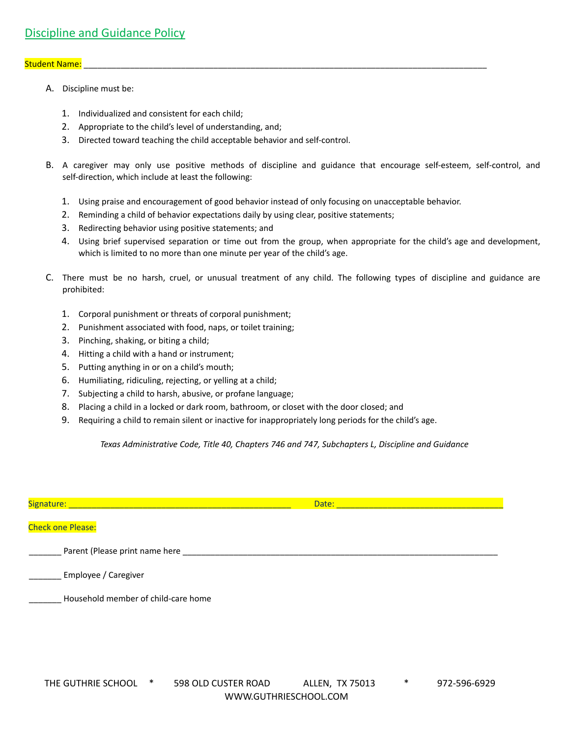## Discipline and Guidance Policy

Student Name: ____________________________________________________________________________________

A. Discipline must be:

1. Individualized and consistent for each child;
2. Appropriate to the child's level of understanding, and;
3. Directed toward teaching the child acceptable behavior and self-control.

B. A caregiver may only use positive methods of discipline and guidance that encourage self-esteem, self-control, and self-direction, which include at least the following:

1. Using praise and encouragement of good behavior instead of only focusing on unacceptable behavior.
2. Reminding a child of behavior expectations daily by using clear, positive statements;
3. Redirecting behavior using positive statements; and
4. Using brief supervised separation or time out from the group, when appropriate for the child's age and development, which is limited to no more than one minute per year of the child's age.

C. There must be no harsh, cruel, or unusual treatment of any child. The following types of discipline and guidance are prohibited:

1. Corporal punishment or threats of corporal punishment;
2. Punishment associated with food, naps, or toilet training;
3. Pinching, shaking, or biting a child;
4. Hitting a child with a hand or instrument;
5. Putting anything in or on a child's mouth;
6. Humiliating, ridiculing, rejecting, or yelling at a child;
7. Subjecting a child to harsh, abusive, or profane language;
8. Placing a child in a locked or dark room, bathroom, or closet with the door closed; and
9. Requiring a child to remain silent or inactive for inappropriately long periods for the child's age.

*Texas Administrative Code, Title 40, Chapters 746 and 747, Subchapters L, Discipline and Guidance*

Signature: ________________________________________________ Date: ____________________________________

Check one Please:

_______ Parent (Please print name here ____________________________________________________________________

_______ Employee / Caregiver

_______ Household member of child-care home

THE GUTHRIE SCHOOL * 598 OLD CUSTER ROAD ALLEN, TX 75013 * 972-596-6929
WWW.GUTHRIESCHOOL.COM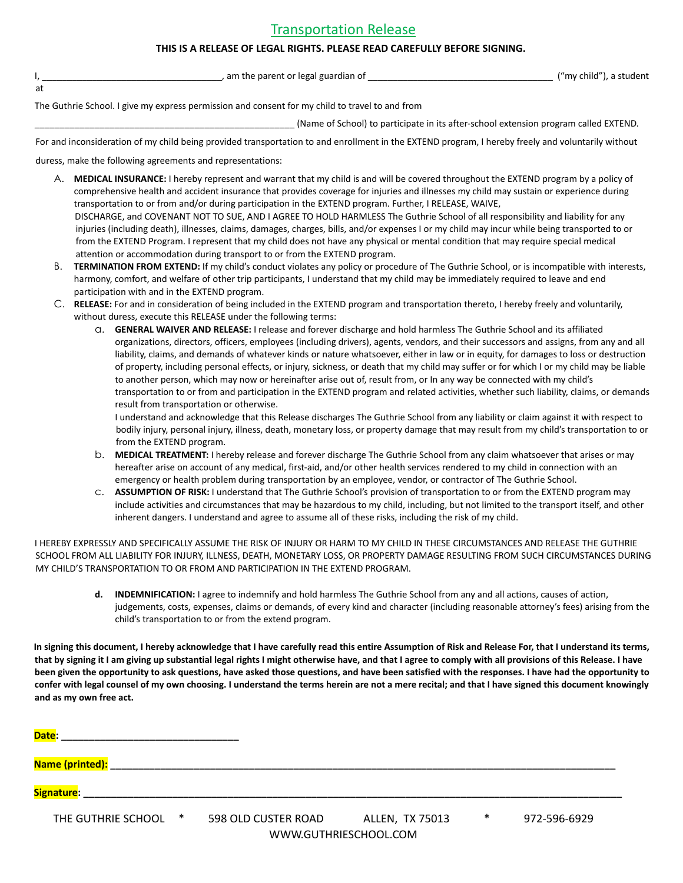# Transportation Release

**THIS IS A RELEASE OF LEGAL RIGHTS. PLEASE READ CAREFULLY BEFORE SIGNING.**

I, ___________________________________, am the parent or legal guardian of ____________________________________ ("my child"), a student at

The Guthrie School. I give my express permission and consent for my child to travel to and from

____________________________________________________ (Name of School) to participate in its after-school extension program called EXTEND.

For and inconsideration of my child being provided transportation to and enrollment in the EXTEND program, I hereby freely and voluntarily without duress, make the following agreements and representations:

A. **MEDICAL INSURANCE:** I hereby represent and warrant that my child is and will be covered throughout the EXTEND program by a policy of comprehensive health and accident insurance that provides coverage for injuries and illnesses my child may sustain or experience during transportation to or from and/or during participation in the EXTEND program. Further, I RELEASE, WAIVE, DISCHARGE, and COVENANT NOT TO SUE, AND I AGREE TO HOLD HARMLESS The Guthrie School of all responsibility and liability for any injuries (including death), illnesses, claims, damages, charges, bills, and/or expenses I or my child may incur while being transported to or from the EXTEND Program. I represent that my child does not have any physical or mental condition that may require special medical attention or accommodation during transport to or from the EXTEND program.

B. **TERMINATION FROM EXTEND:** If my child's conduct violates any policy or procedure of The Guthrie School, or is incompatible with interests, harmony, comfort, and welfare of other trip participants, I understand that my child may be immediately required to leave and end participation with and in the EXTEND program.

C. **RELEASE:** For and in consideration of being included in the EXTEND program and transportation thereto, I hereby freely and voluntarily, without duress, execute this RELEASE under the following terms:

   a. **GENERAL WAIVER AND RELEASE:** I release and forever discharge and hold harmless The Guthrie School and its affiliated organizations, directors, officers, employees (including drivers), agents, vendors, and their successors and assigns, from any and all liability, claims, and demands of whatever kinds or nature whatsoever, either in law or in equity, for damages to loss or destruction of property, including personal effects, or injury, sickness, or death that my child may suffer or for which I or my child may be liable to another person, which may now or hereinafter arise out of, result from, or In any way be connected with my child's transportation to or from and participation in the EXTEND program and related activities, whether such liability, claims, or demands result from transportation or otherwise.
   
   I understand and acknowledge that this Release discharges The Guthrie School from any liability or claim against it with respect to bodily injury, personal injury, illness, death, monetary loss, or property damage that may result from my child's transportation to or from the EXTEND program.

   b. **MEDICAL TREATMENT:** I hereby release and forever discharge The Guthrie School from any claim whatsoever that arises or may hereafter arise on account of any medical, first-aid, and/or other health services rendered to my child in connection with an emergency or health problem during transportation by an employee, vendor, or contractor of The Guthrie School.

   c. **ASSUMPTION OF RISK:** I understand that The Guthrie School's provision of transportation to or from the EXTEND program may include activities and circumstances that may be hazardous to my child, including, but not limited to the transport itself, and other inherent dangers. I understand and agree to assume all of these risks, including the risk of my child.

I HEREBY EXPRESSLY AND SPECIFICALLY ASSUME THE RISK OF INJURY OR HARM TO MY CHILD IN THESE CIRCUMSTANCES AND RELEASE THE GUTHRIE SCHOOL FROM ALL LIABILITY FOR INJURY, ILLNESS, DEATH, MONETARY LOSS, OR PROPERTY DAMAGE RESULTING FROM SUCH CIRCUMSTANCES DURING MY CHILD'S TRANSPORTATION TO OR FROM AND PARTICIPATION IN THE EXTEND PROGRAM.

   **d. INDEMNIFICATION:** I agree to indemnify and hold harmless The Guthrie School from any and all actions, causes of action, judgements, costs, expenses, claims or demands, of every kind and character (including reasonable attorney's fees) arising from the child's transportation to or from the extend program.

**In signing this document, I hereby acknowledge that I have carefully read this entire Assumption of Risk and Release For, that I understand its terms, that by signing it I am giving up substantial legal rights I might otherwise have, and that I agree to comply with all provisions of this Release. I have been given the opportunity to ask questions, have asked those questions, and have been satisfied with the responses. I have had the opportunity to confer with legal counsel of my own choosing. I understand the terms herein are not a mere recital; and that I have signed this document knowingly and as my own free act.**

**Date:** ________________________________

**Name (printed):** ____________________________________________________________________________________________

**Signature:** ____________________________________________________________________________________________

THE GUTHRIE SCHOOL * 598 OLD CUSTER ROAD ALLEN, TX 75013 * 972-596-6929
WWW.GUTHRIESCHOOL.COM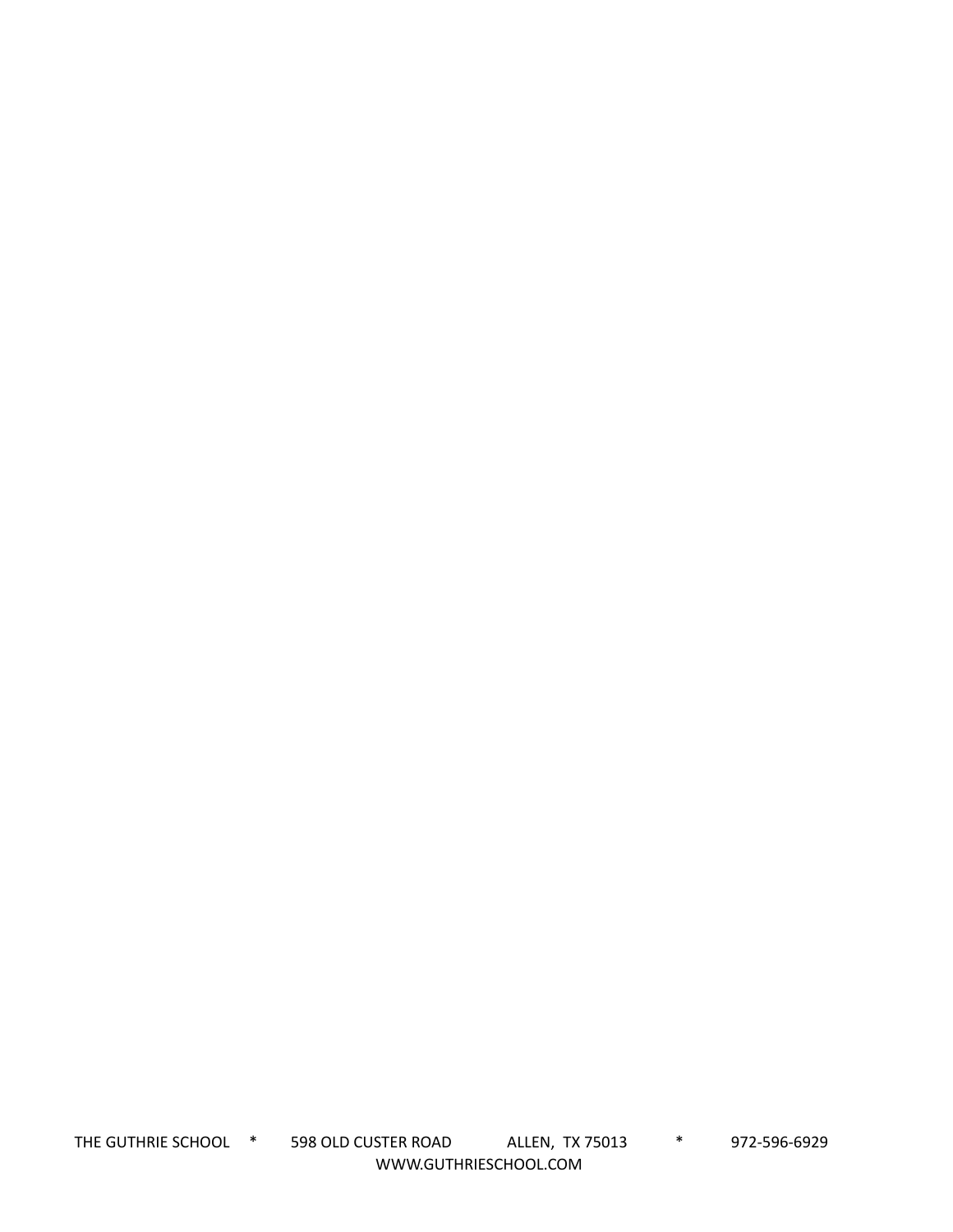THE GUTHRIE SCHOOL * 598 OLD CUSTER ROAD ALLEN, TX 75013 * 972-596-6929

WWW.GUTHRIESCHOOL.COM